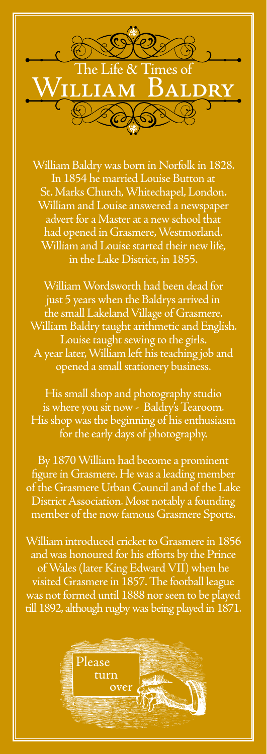# The Life & Times of William Baldry

William Baldry was born in Norfolk in 1828. In 1854 he married Louise Button at St. Marks Church, Whitechapel, London. William and Louise answered a newspaper advert for a Master at a new school that had opened in Grasmere, Westmorland. William and Louise started their new life, in the Lake District, in 1855.

William Wordsworth had been dead for just 5 years when the Baldrys arrived in the small Lakeland Village of Grasmere. William Baldry taught arithmetic and English. Louise taught sewing to the girls. A year later, William left his teaching job and opened a small stationery business.

His small shop and photography studio is where you sit now - Baldry's Tearoom. His shop was the beginning of his enthusiasm for the early days of photography.

By 1870 William had become a prominent figure in Grasmere. He was a leading member of the Grasmere Urban Council and of the Lake District Association. Most notably a founding member of the now famous Grasmere Sports.

William introduced cricket to Grasmere in 1856 and was honoured for his efforts by the Prince of Wales (later King Edward VII) when he visited Grasmere in 1857. The football league was not formed until 1888 nor seen to be played till 1892, although rugby was being played in 1871.

Please turn over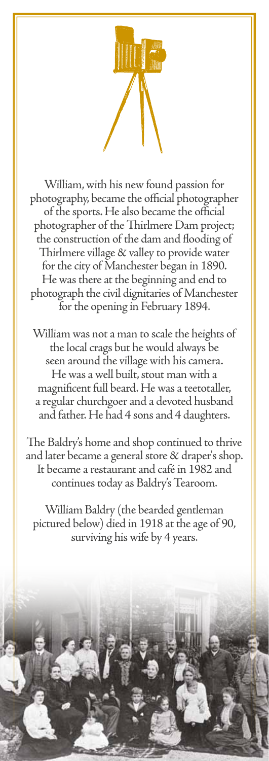William, with his new found passion for photography, became the official photographer of the sports. He also became the official photographer of the Thirlmere Dam project; the construction of the dam and flooding of Thirlmere village & valley to provide water for the city of Manchester began in 1890. He was there at the beginning and end to photograph the civil dignitaries of Manchester for the opening in February 1894.

William was not a man to scale the heights of the local crags but he would always be seen around the village with his camera. He was a well built, stout man with a magnificent full beard. He was a teetotaller, a regular churchgoer and a devoted husband and father. He had 4 sons and 4 daughters.

The Baldry's home and shop continued to thrive and later became a general store & draper's shop. It became a restaurant and café in 1982 and continues today as Baldry's Tearoom.

William Baldry (the bearded gentleman pictured below) died in 1918 at the age of 90, surviving his wife by 4 years.